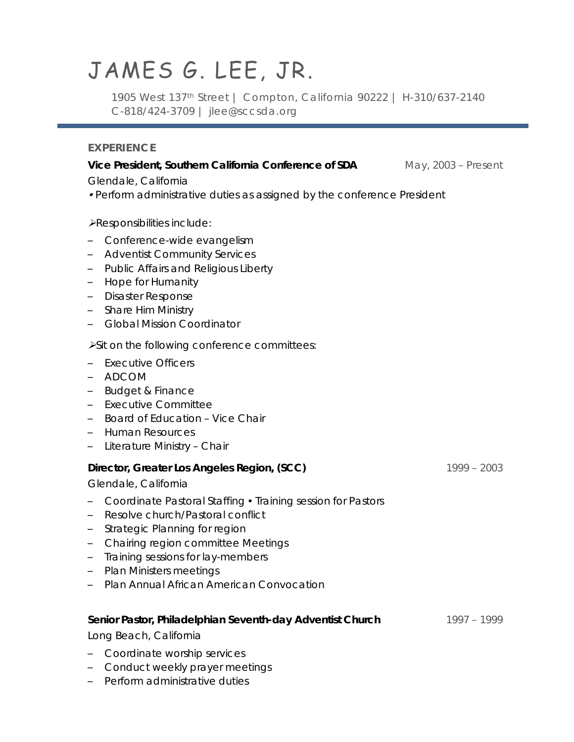# JAMES G. LEE, JR.

1905 West 137th Street | Compton, California 90222 | H-310/637-2140
C-818/424-3709 | jlee@sccsda.org

## EXPERIENCE

**Vice President, Southern California Conference of SDA** May, 2003 – Present

Glendale, California

• Perform administrative duties as assigned by the conference President

➢Responsibilities include:

- Conference-wide evangelism
- Adventist Community Services
- Public Affairs and Religious Liberty
- Hope for Humanity
- Disaster Response
- Share Him Ministry
- Global Mission Coordinator

➢Sit on the following conference committees:

- Executive Officers
- ADCOM
- Budget & Finance
- Executive Committee
- Board of Education – Vice Chair
- Human Resources
- Literature Ministry – Chair

**Director, Greater Los Angeles Region, (SCC)** 1999 – 2003

Glendale, California

- Coordinate Pastoral Staffing • Training session for Pastors
- Resolve church/Pastoral conflict
- Strategic Planning for region
- Chairing region committee Meetings
- Training sessions for lay-members
- Plan Ministers meetings
- Plan Annual African American Convocation

**Senior Pastor, Philadelphian Seventh-day Adventist Church** 1997 – 1999

Long Beach, California

- Coordinate worship services
- Conduct weekly prayer meetings
- Perform administrative duties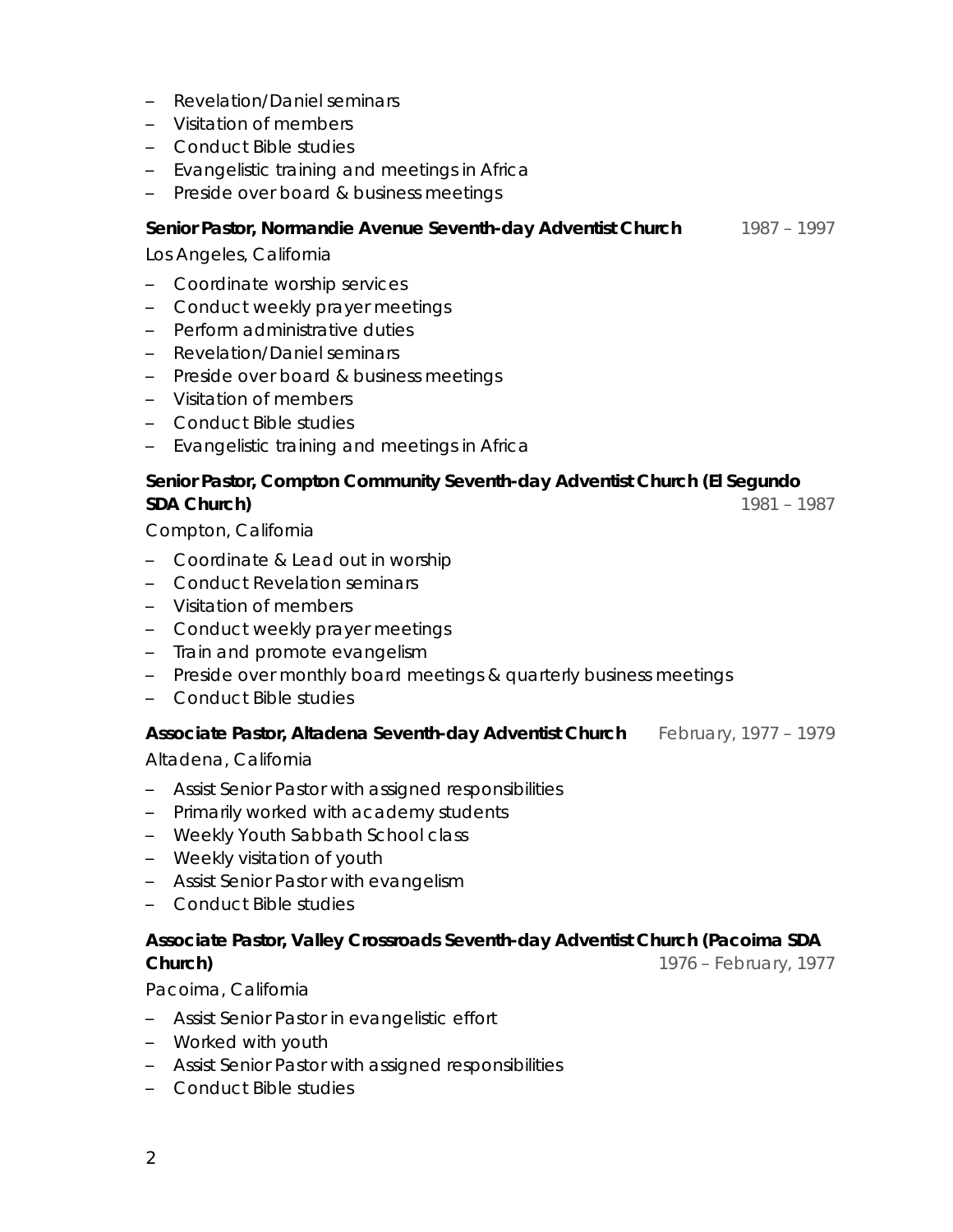– Revelation/Daniel seminars
– Visitation of members
– Conduct Bible studies
– Evangelistic training and meetings in Africa
– Preside over board & business meetings

**Senior Pastor, Normandie Avenue Seventh-day Adventist Church** 1987 – 1997

Los Angeles, California

– Coordinate worship services
– Conduct weekly prayer meetings
– Perform administrative duties
– Revelation/Daniel seminars
– Preside over board & business meetings
– Visitation of members
– Conduct Bible studies
– Evangelistic training and meetings in Africa

**Senior Pastor, Compton Community Seventh-day Adventist Church (El Segundo SDA Church)** 1981 – 1987

Compton, California

– Coordinate & Lead out in worship
– Conduct Revelation seminars
– Visitation of members
– Conduct weekly prayer meetings
– Train and promote evangelism
– Preside over monthly board meetings & quarterly business meetings
– Conduct Bible studies

**Associate Pastor, Altadena Seventh-day Adventist Church** February, 1977 – 1979

Altadena, California

– Assist Senior Pastor with assigned responsibilities
– Primarily worked with academy students
– Weekly Youth Sabbath School class
– Weekly visitation of youth
– Assist Senior Pastor with evangelism
– Conduct Bible studies

**Associate Pastor, Valley Crossroads Seventh-day Adventist Church (Pacoima SDA Church)** 1976 – February, 1977

Pacoima, California

– Assist Senior Pastor in evangelistic effort
– Worked with youth
– Assist Senior Pastor with assigned responsibilities
– Conduct Bible studies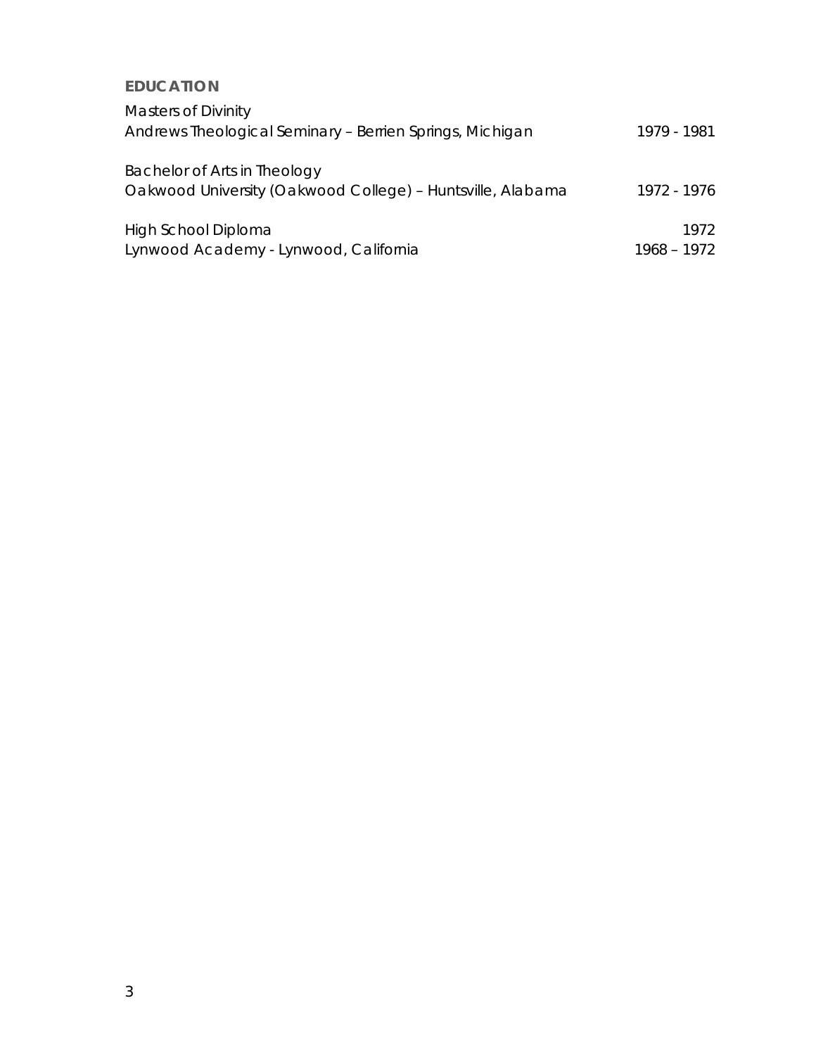## EDUCATION

Masters of Divinity
Andrews Theological Seminary – Berrien Springs, Michigan 1979 - 1981

Bachelor of Arts in Theology
Oakwood University (Oakwood College) – Huntsville, Alabama 1972 - 1976

High School Diploma 1972
Lynwood Academy - Lynwood, California 1968 – 1972